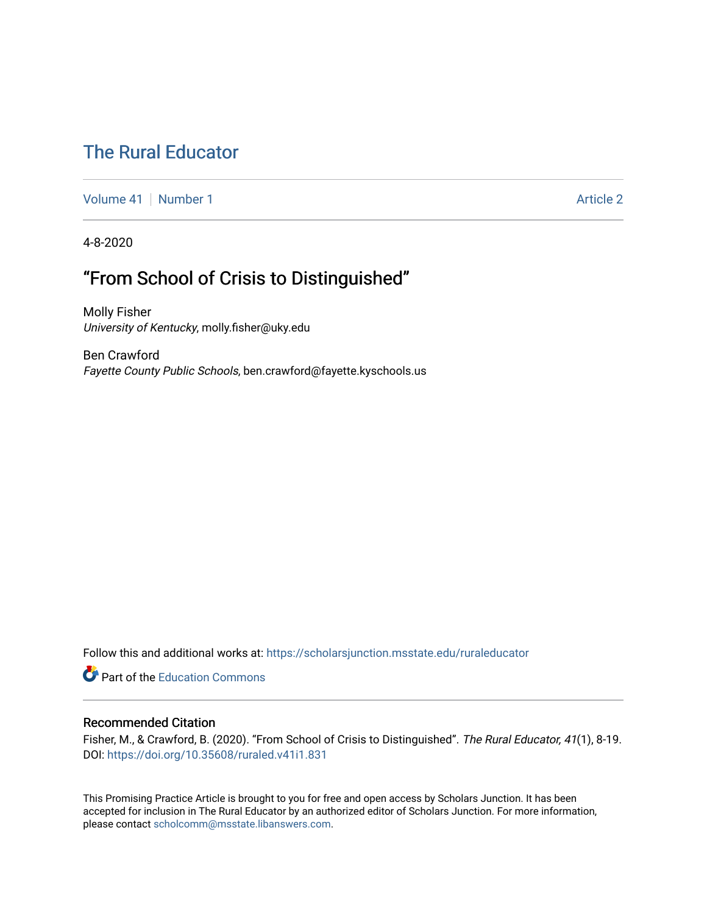# The Rural Educator

Volume 41 | Number 1 Article 2

4-8-2020

## "From School of Crisis to Distinguished"

Molly Fisher
*University of Kentucky*, molly.fisher@uky.edu

Ben Crawford
*Fayette County Public Schools*, ben.crawford@fayette.kyschools.us

Follow this and additional works at: https://scholarsjunction.msstate.edu/ruraleducator

Part of the Education Commons

### Recommended Citation

Fisher, M., & Crawford, B. (2020). "From School of Crisis to Distinguished". *The Rural Educator, 41*(1), 8-19. DOI: https://doi.org/10.35608/ruraled.v41i1.831

This Promising Practice Article is brought to you for free and open access by Scholars Junction. It has been accepted for inclusion in The Rural Educator by an authorized editor of Scholars Junction. For more information, please contact scholcomm@msstate.libanswers.com.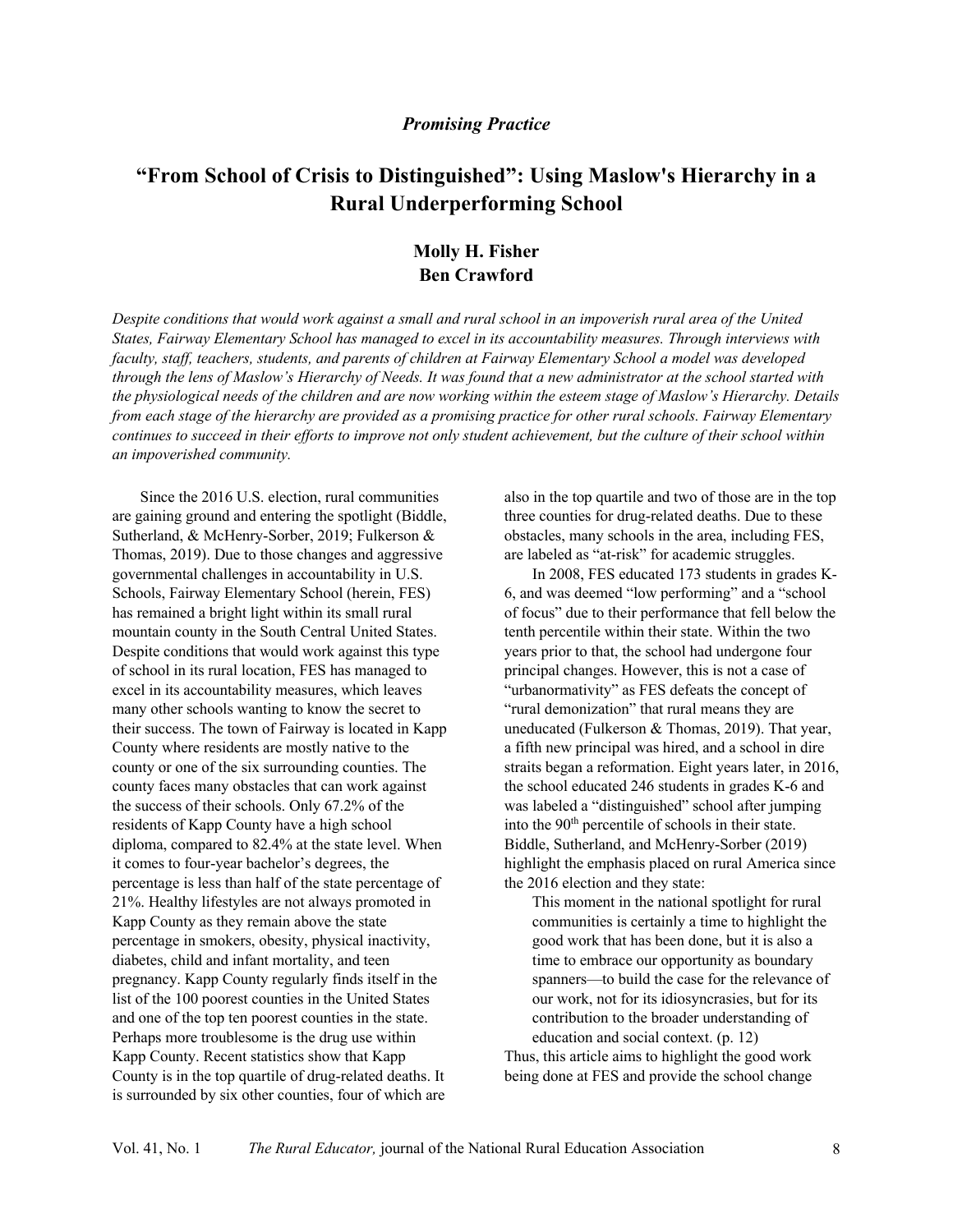*Promising Practice*

# "From School of Crisis to Distinguished": Using Maslow's Hierarchy in a Rural Underperforming School

**Molly H. Fisher**
**Ben Crawford**

*Despite conditions that would work against a small and rural school in an impoverish rural area of the United States, Fairway Elementary School has managed to excel in its accountability measures. Through interviews with faculty, staff, teachers, students, and parents of children at Fairway Elementary School a model was developed through the lens of Maslow's Hierarchy of Needs. It was found that a new administrator at the school started with the physiological needs of the children and are now working within the esteem stage of Maslow's Hierarchy. Details from each stage of the hierarchy are provided as a promising practice for other rural schools. Fairway Elementary continues to succeed in their efforts to improve not only student achievement, but the culture of their school within an impoverished community.*

Since the 2016 U.S. election, rural communities are gaining ground and entering the spotlight (Biddle, Sutherland, & McHenry-Sorber, 2019; Fulkerson & Thomas, 2019). Due to those changes and aggressive governmental challenges in accountability in U.S. Schools, Fairway Elementary School (herein, FES) has remained a bright light within its small rural mountain county in the South Central United States. Despite conditions that would work against this type of school in its rural location, FES has managed to excel in its accountability measures, which leaves many other schools wanting to know the secret to their success. The town of Fairway is located in Kapp County where residents are mostly native to the county or one of the six surrounding counties. The county faces many obstacles that can work against the success of their schools. Only 67.2% of the residents of Kapp County have a high school diploma, compared to 82.4% at the state level. When it comes to four-year bachelor's degrees, the percentage is less than half of the state percentage of 21%. Healthy lifestyles are not always promoted in Kapp County as they remain above the state percentage in smokers, obesity, physical inactivity, diabetes, child and infant mortality, and teen pregnancy. Kapp County regularly finds itself in the list of the 100 poorest counties in the United States and one of the top ten poorest counties in the state. Perhaps more troublesome is the drug use within Kapp County. Recent statistics show that Kapp County is in the top quartile of drug-related deaths. It is surrounded by six other counties, four of which are also in the top quartile and two of those are in the top three counties for drug-related deaths. Due to these obstacles, many schools in the area, including FES, are labeled as "at-risk" for academic struggles.

In 2008, FES educated 173 students in grades K-6, and was deemed "low performing" and a "school of focus" due to their performance that fell below the tenth percentile within their state. Within the two years prior to that, the school had undergone four principal changes. However, this is not a case of "urbanormativity" as FES defeats the concept of "rural demonization" that rural means they are uneducated (Fulkerson & Thomas, 2019). That year, a fifth new principal was hired, and a school in dire straits began a reformation. Eight years later, in 2016, the school educated 246 students in grades K-6 and was labeled a "distinguished" school after jumping into the 90th percentile of schools in their state. Biddle, Sutherland, and McHenry-Sorber (2019) highlight the emphasis placed on rural America since the 2016 election and they state:

> This moment in the national spotlight for rural communities is certainly a time to highlight the good work that has been done, but it is also a time to embrace our opportunity as boundary spanners—to build the case for the relevance of our work, not for its idiosyncrasies, but for its contribution to the broader understanding of education and social context. (p. 12)

Thus, this article aims to highlight the good work being done at FES and provide the school change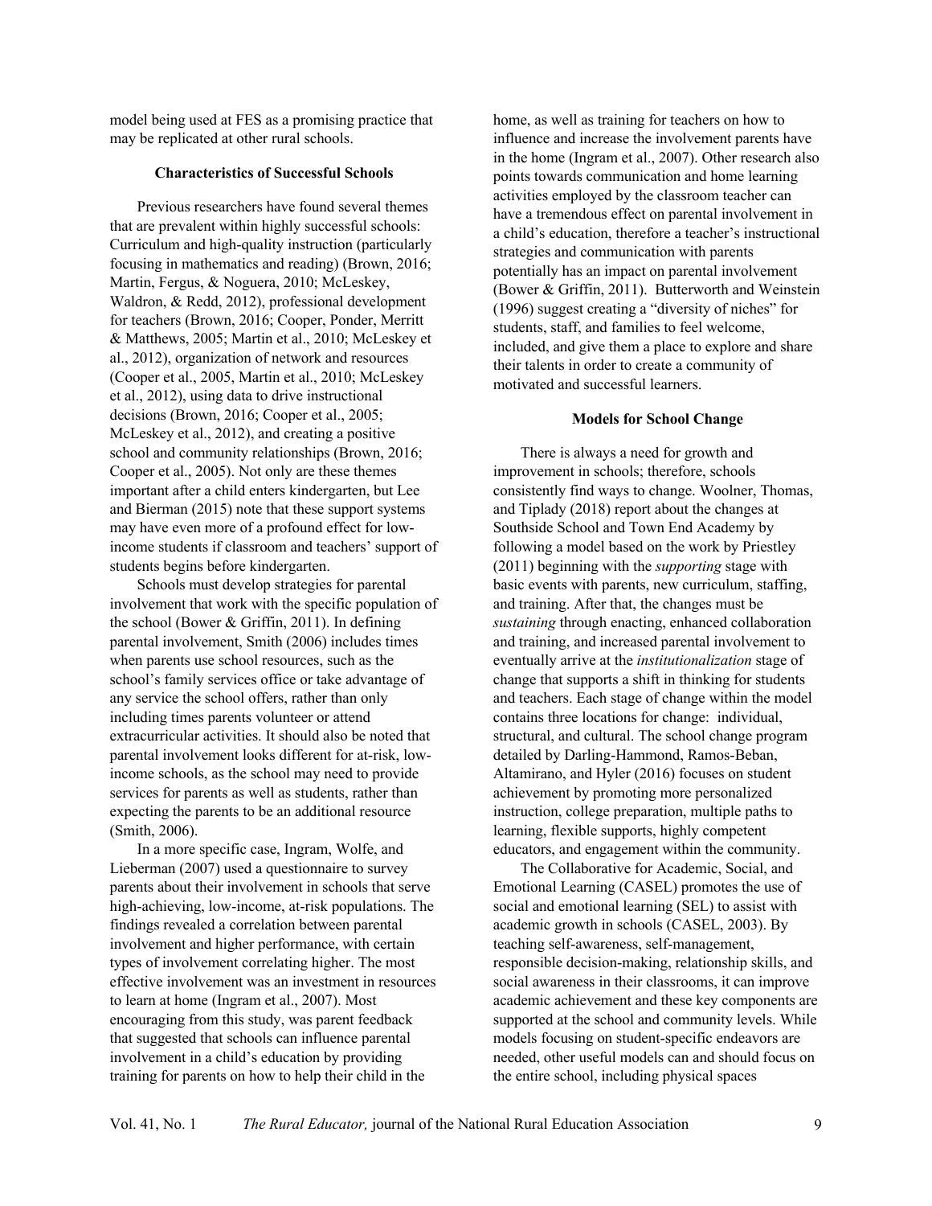model being used at FES as a promising practice that may be replicated at other rural schools.

### Characteristics of Successful Schools

Previous researchers have found several themes that are prevalent within highly successful schools: Curriculum and high-quality instruction (particularly focusing in mathematics and reading) (Brown, 2016; Martin, Fergus, & Noguera, 2010; McLeskey, Waldron, & Redd, 2012), professional development for teachers (Brown, 2016; Cooper, Ponder, Merritt & Matthews, 2005; Martin et al., 2010; McLeskey et al., 2012), organization of network and resources (Cooper et al., 2005, Martin et al., 2010; McLeskey et al., 2012), using data to drive instructional decisions (Brown, 2016; Cooper et al., 2005; McLeskey et al., 2012), and creating a positive school and community relationships (Brown, 2016; Cooper et al., 2005). Not only are these themes important after a child enters kindergarten, but Lee and Bierman (2015) note that these support systems may have even more of a profound effect for low-income students if classroom and teachers' support of students begins before kindergarten.

Schools must develop strategies for parental involvement that work with the specific population of the school (Bower & Griffin, 2011). In defining parental involvement, Smith (2006) includes times when parents use school resources, such as the school's family services office or take advantage of any service the school offers, rather than only including times parents volunteer or attend extracurricular activities. It should also be noted that parental involvement looks different for at-risk, low-income schools, as the school may need to provide services for parents as well as students, rather than expecting the parents to be an additional resource (Smith, 2006).

In a more specific case, Ingram, Wolfe, and Lieberman (2007) used a questionnaire to survey parents about their involvement in schools that serve high-achieving, low-income, at-risk populations. The findings revealed a correlation between parental involvement and higher performance, with certain types of involvement correlating higher. The most effective involvement was an investment in resources to learn at home (Ingram et al., 2007). Most encouraging from this study, was parent feedback that suggested that schools can influence parental involvement in a child's education by providing training for parents on how to help their child in the home, as well as training for teachers on how to influence and increase the involvement parents have in the home (Ingram et al., 2007). Other research also points towards communication and home learning activities employed by the classroom teacher can have a tremendous effect on parental involvement in a child's education, therefore a teacher's instructional strategies and communication with parents potentially has an impact on parental involvement (Bower & Griffin, 2011). Butterworth and Weinstein (1996) suggest creating a "diversity of niches" for students, staff, and families to feel welcome, included, and give them a place to explore and share their talents in order to create a community of motivated and successful learners.

### Models for School Change

There is always a need for growth and improvement in schools; therefore, schools consistently find ways to change. Woolner, Thomas, and Tiplady (2018) report about the changes at Southside School and Town End Academy by following a model based on the work by Priestley (2011) beginning with the *supporting* stage with basic events with parents, new curriculum, staffing, and training. After that, the changes must be *sustaining* through enacting, enhanced collaboration and training, and increased parental involvement to eventually arrive at the *institutionalization* stage of change that supports a shift in thinking for students and teachers. Each stage of change within the model contains three locations for change: individual, structural, and cultural. The school change program detailed by Darling-Hammond, Ramos-Beban, Altamirano, and Hyler (2016) focuses on student achievement by promoting more personalized instruction, college preparation, multiple paths to learning, flexible supports, highly competent educators, and engagement within the community.

The Collaborative for Academic, Social, and Emotional Learning (CASEL) promotes the use of social and emotional learning (SEL) to assist with academic growth in schools (CASEL, 2003). By teaching self-awareness, self-management, responsible decision-making, relationship skills, and social awareness in their classrooms, it can improve academic achievement and these key components are supported at the school and community levels. While models focusing on student-specific endeavors are needed, other useful models can and should focus on the entire school, including physical spaces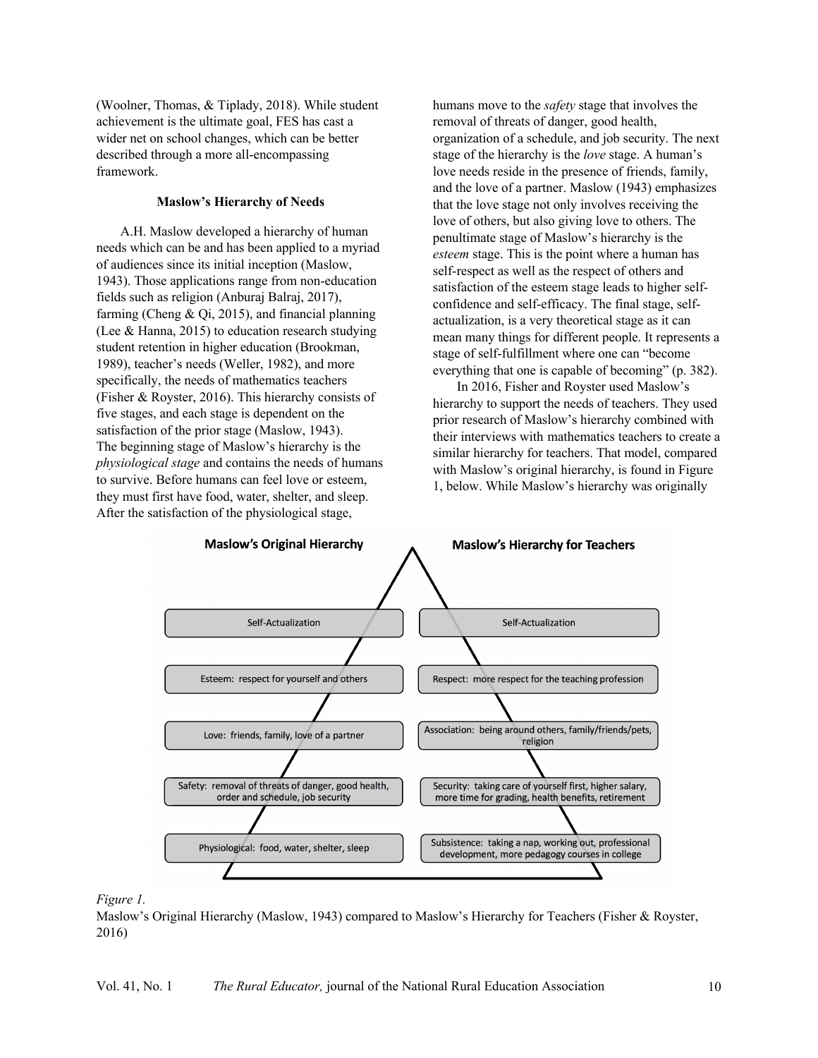(Woolner, Thomas, & Tiplady, 2018). While student achievement is the ultimate goal, FES has cast a wider net on school changes, which can be better described through a more all-encompassing framework.

### Maslow's Hierarchy of Needs

A.H. Maslow developed a hierarchy of human needs which can be and has been applied to a myriad of audiences since its initial inception (Maslow, 1943). Those applications range from non-education fields such as religion (Anburaj Balraj, 2017), farming (Cheng & Qi, 2015), and financial planning (Lee & Hanna, 2015) to education research studying student retention in higher education (Brookman, 1989), teacher's needs (Weller, 1982), and more specifically, the needs of mathematics teachers (Fisher & Royster, 2016). This hierarchy consists of five stages, and each stage is dependent on the satisfaction of the prior stage (Maslow, 1943). The beginning stage of Maslow's hierarchy is the *physiological stage* and contains the needs of humans to survive. Before humans can feel love or esteem, they must first have food, water, shelter, and sleep. After the satisfaction of the physiological stage, humans move to the *safety* stage that involves the removal of threats of danger, good health, organization of a schedule, and job security. The next stage of the hierarchy is the *love* stage. A human's love needs reside in the presence of friends, family, and the love of a partner. Maslow (1943) emphasizes that the love stage not only involves receiving the love of others, but also giving love to others. The penultimate stage of Maslow's hierarchy is the *esteem* stage. This is the point where a human has self-respect as well as the respect of others and satisfaction of the esteem stage leads to higher self-confidence and self-efficacy. The final stage, self-actualization, is a very theoretical stage as it can mean many things for different people. It represents a stage of self-fulfillment where one can "become everything that one is capable of becoming" (p. 382).

In 2016, Fisher and Royster used Maslow's hierarchy to support the needs of teachers. They used prior research of Maslow's hierarchy combined with their interviews with mathematics teachers to create a similar hierarchy for teachers. That model, compared with Maslow's original hierarchy, is found in Figure 1, below. While Maslow's hierarchy was originally

| Maslow's Original Hierarchy | Maslow's Hierarchy for Teachers |
| --- | --- |
| Self-Actualization | Self-Actualization |
| Esteem: respect for yourself and others | Respect: more respect for the teaching profession |
| Love: friends, family, love of a partner | Association: being around others, family/friends/pets, religion |
| Safety: removal of threats of danger, good health, order and schedule, job security | Security: taking care of yourself first, higher salary, more time for grading, health benefits, retirement |
| Physiological: food, water, shelter, sleep | Subsistence: taking a nap, working out, professional development, more pedagogy courses in college |

*Figure 1.*
Maslow's Original Hierarchy (Maslow, 1943) compared to Maslow's Hierarchy for Teachers (Fisher & Royster, 2016)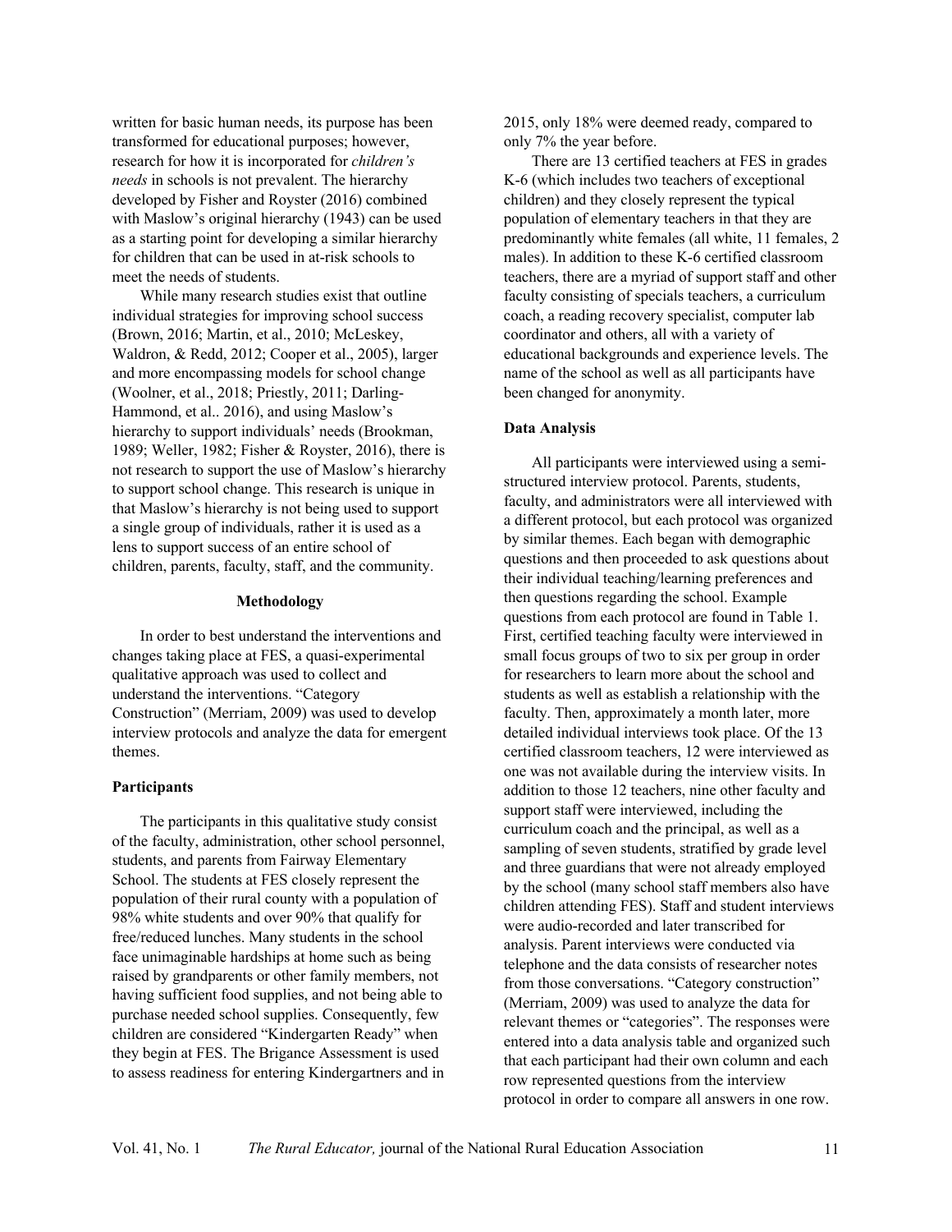written for basic human needs, its purpose has been transformed for educational purposes; however, research for how it is incorporated for *children's needs* in schools is not prevalent. The hierarchy developed by Fisher and Royster (2016) combined with Maslow's original hierarchy (1943) can be used as a starting point for developing a similar hierarchy for children that can be used in at-risk schools to meet the needs of students.

While many research studies exist that outline individual strategies for improving school success (Brown, 2016; Martin, et al., 2010; McLeskey, Waldron, & Redd, 2012; Cooper et al., 2005), larger and more encompassing models for school change (Woolner, et al., 2018; Priestly, 2011; Darling-Hammond, et al.. 2016), and using Maslow's hierarchy to support individuals' needs (Brookman, 1989; Weller, 1982; Fisher & Royster, 2016), there is not research to support the use of Maslow's hierarchy to support school change. This research is unique in that Maslow's hierarchy is not being used to support a single group of individuals, rather it is used as a lens to support success of an entire school of children, parents, faculty, staff, and the community.

## Methodology

In order to best understand the interventions and changes taking place at FES, a quasi-experimental qualitative approach was used to collect and understand the interventions. "Category Construction" (Merriam, 2009) was used to develop interview protocols and analyze the data for emergent themes.

### Participants

The participants in this qualitative study consist of the faculty, administration, other school personnel, students, and parents from Fairway Elementary School. The students at FES closely represent the population of their rural county with a population of 98% white students and over 90% that qualify for free/reduced lunches. Many students in the school face unimaginable hardships at home such as being raised by grandparents or other family members, not having sufficient food supplies, and not being able to purchase needed school supplies. Consequently, few children are considered "Kindergarten Ready" when they begin at FES. The Brigance Assessment is used to assess readiness for entering Kindergartners and in 2015, only 18% were deemed ready, compared to only 7% the year before.

There are 13 certified teachers at FES in grades K-6 (which includes two teachers of exceptional children) and they closely represent the typical population of elementary teachers in that they are predominantly white females (all white, 11 females, 2 males). In addition to these K-6 certified classroom teachers, there are a myriad of support staff and other faculty consisting of specials teachers, a curriculum coach, a reading recovery specialist, computer lab coordinator and others, all with a variety of educational backgrounds and experience levels. The name of the school as well as all participants have been changed for anonymity.

### Data Analysis

All participants were interviewed using a semi-structured interview protocol. Parents, students, faculty, and administrators were all interviewed with a different protocol, but each protocol was organized by similar themes. Each began with demographic questions and then proceeded to ask questions about their individual teaching/learning preferences and then questions regarding the school. Example questions from each protocol are found in Table 1. First, certified teaching faculty were interviewed in small focus groups of two to six per group in order for researchers to learn more about the school and students as well as establish a relationship with the faculty. Then, approximately a month later, more detailed individual interviews took place. Of the 13 certified classroom teachers, 12 were interviewed as one was not available during the interview visits. In addition to those 12 teachers, nine other faculty and support staff were interviewed, including the curriculum coach and the principal, as well as a sampling of seven students, stratified by grade level and three guardians that were not already employed by the school (many school staff members also have children attending FES). Staff and student interviews were audio-recorded and later transcribed for analysis. Parent interviews were conducted via telephone and the data consists of researcher notes from those conversations. "Category construction" (Merriam, 2009) was used to analyze the data for relevant themes or "categories". The responses were entered into a data analysis table and organized such that each participant had their own column and each row represented questions from the interview protocol in order to compare all answers in one row.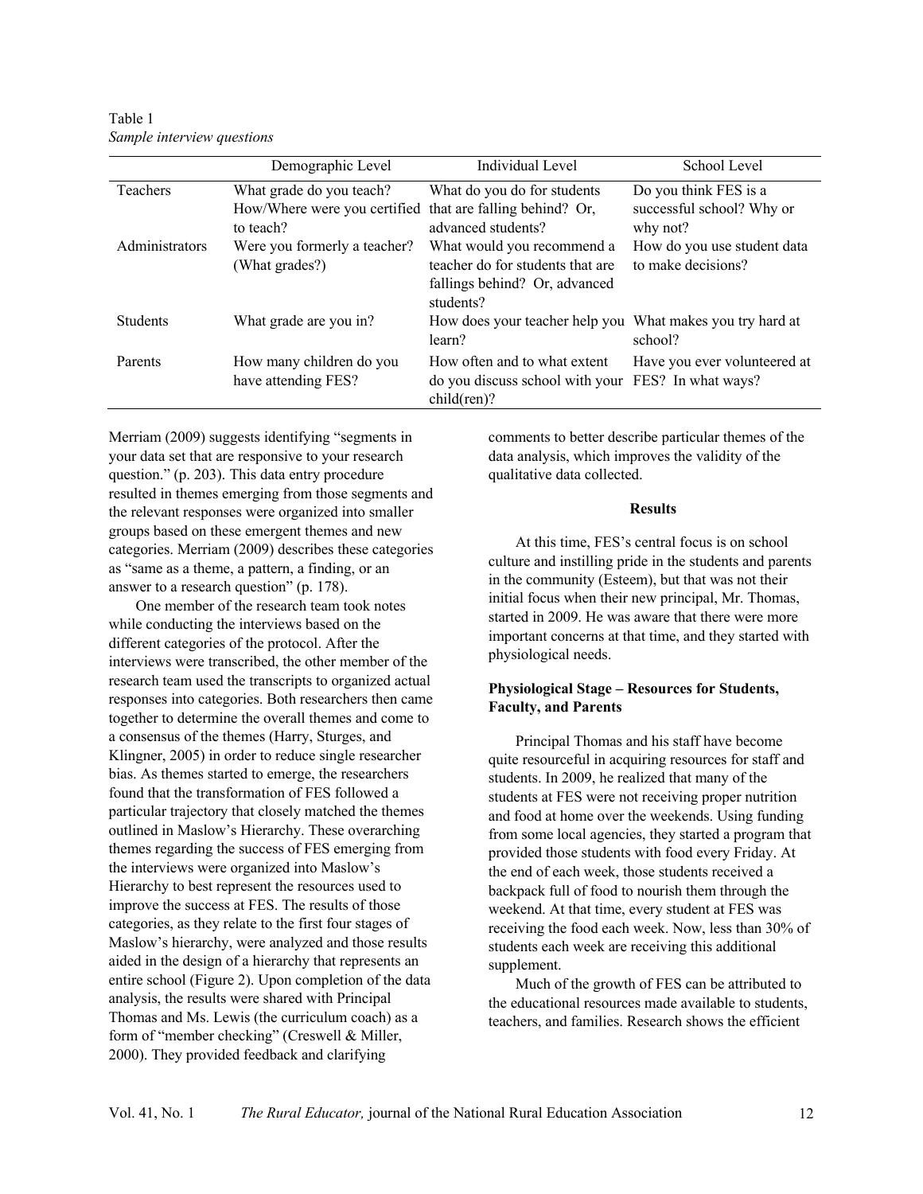Table 1
*Sample interview questions*

| | Demographic Level | Individual Level | School Level |
|---|---|---|---|
| Teachers | What grade do you teach? How/Where were you certified to teach? | What do you do for students that are falling behind? Or, advanced students? | Do you think FES is a successful school? Why or why not? |
| Administrators | Were you formerly a teacher? (What grades?) | What would you recommend a teacher do for students that are fallings behind? Or, advanced students? | How do you use student data to make decisions? |
| Students | What grade are you in? | How does your teacher help you learn? | What makes you try hard at school? |
| Parents | How many children do you have attending FES? | How often and to what extent do you discuss school with your child(ren)? | Have you ever volunteered at FES? In what ways? |

Merriam (2009) suggests identifying "segments in your data set that are responsive to your research question." (p. 203). This data entry procedure resulted in themes emerging from those segments and the relevant responses were organized into smaller groups based on these emergent themes and new categories. Merriam (2009) describes these categories as "same as a theme, a pattern, a finding, or an answer to a research question" (p. 178).

One member of the research team took notes while conducting the interviews based on the different categories of the protocol. After the interviews were transcribed, the other member of the research team used the transcripts to organized actual responses into categories. Both researchers then came together to determine the overall themes and come to a consensus of the themes (Harry, Sturges, and Klingner, 2005) in order to reduce single researcher bias. As themes started to emerge, the researchers found that the transformation of FES followed a particular trajectory that closely matched the themes outlined in Maslow's Hierarchy. These overarching themes regarding the success of FES emerging from the interviews were organized into Maslow's Hierarchy to best represent the resources used to improve the success at FES. The results of those categories, as they relate to the first four stages of Maslow's hierarchy, were analyzed and those results aided in the design of a hierarchy that represents an entire school (Figure 2). Upon completion of the data analysis, the results were shared with Principal Thomas and Ms. Lewis (the curriculum coach) as a form of "member checking" (Creswell & Miller, 2000). They provided feedback and clarifying comments to better describe particular themes of the data analysis, which improves the validity of the qualitative data collected.

## Results

At this time, FES's central focus is on school culture and instilling pride in the students and parents in the community (Esteem), but that was not their initial focus when their new principal, Mr. Thomas, started in 2009. He was aware that there were more important concerns at that time, and they started with physiological needs.

### Physiological Stage – Resources for Students, Faculty, and Parents

Principal Thomas and his staff have become quite resourceful in acquiring resources for staff and students. In 2009, he realized that many of the students at FES were not receiving proper nutrition and food at home over the weekends. Using funding from some local agencies, they started a program that provided those students with food every Friday. At the end of each week, those students received a backpack full of food to nourish them through the weekend. At that time, every student at FES was receiving the food each week. Now, less than 30% of students each week are receiving this additional supplement.

Much of the growth of FES can be attributed to the educational resources made available to students, teachers, and families. Research shows the efficient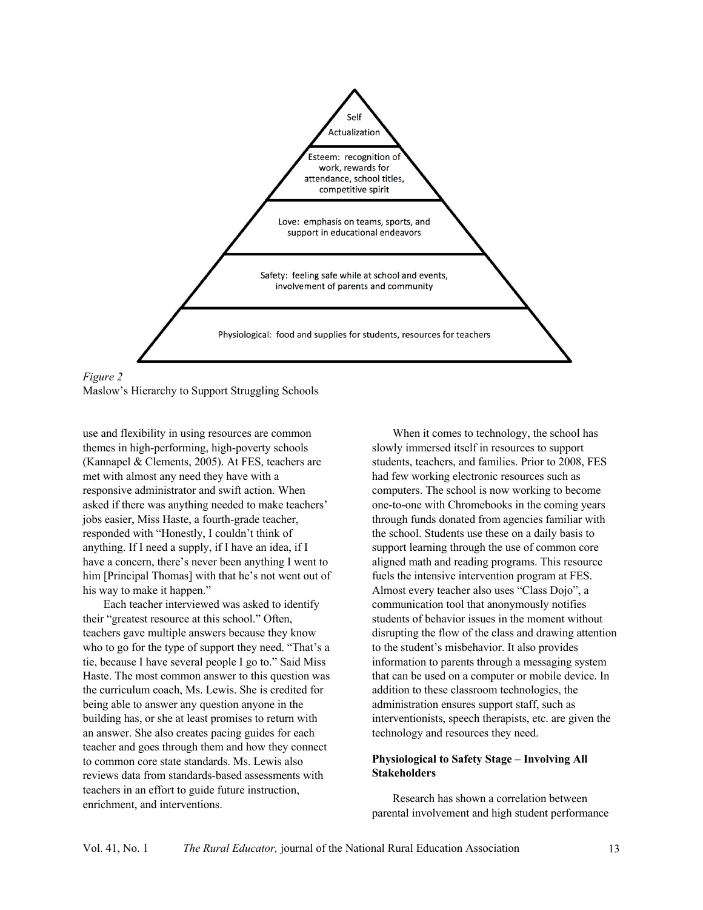Self Actualization

Esteem: recognition of work, rewards for attendance, school titles, competitive spirit

Love: emphasis on teams, sports, and support in educational endeavors

Safety: feeling safe while at school and events, involvement of parents and community

Physiological: food and supplies for students, resources for teachers

*Figure 2*
Maslow's Hierarchy to Support Struggling Schools

use and flexibility in using resources are common themes in high-performing, high-poverty schools (Kannapel & Clements, 2005). At FES, teachers are met with almost any need they have with a responsive administrator and swift action. When asked if there was anything needed to make teachers' jobs easier, Miss Haste, a fourth-grade teacher, responded with "Honestly, I couldn't think of anything. If I need a supply, if I have an idea, if I have a concern, there's never been anything I went to him [Principal Thomas] with that he's not went out of his way to make it happen."

Each teacher interviewed was asked to identify their "greatest resource at this school." Often, teachers gave multiple answers because they know who to go for the type of support they need. "That's a tie, because I have several people I go to." Said Miss Haste. The most common answer to this question was the curriculum coach, Ms. Lewis. She is credited for being able to answer any question anyone in the building has, or she at least promises to return with an answer. She also creates pacing guides for each teacher and goes through them and how they connect to common core state standards. Ms. Lewis also reviews data from standards-based assessments with teachers in an effort to guide future instruction, enrichment, and interventions.

When it comes to technology, the school has slowly immersed itself in resources to support students, teachers, and families. Prior to 2008, FES had few working electronic resources such as computers. The school is now working to become one-to-one with Chromebooks in the coming years through funds donated from agencies familiar with the school. Students use these on a daily basis to support learning through the use of common core aligned math and reading programs. This resource fuels the intensive intervention program at FES. Almost every teacher also uses "Class Dojo", a communication tool that anonymously notifies students of behavior issues in the moment without disrupting the flow of the class and drawing attention to the student's misbehavior. It also provides information to parents through a messaging system that can be used on a computer or mobile device. In addition to these classroom technologies, the administration ensures support staff, such as interventionists, speech therapists, etc. are given the technology and resources they need.

### Physiological to Safety Stage – Involving All Stakeholders

Research has shown a correlation between parental involvement and high student performance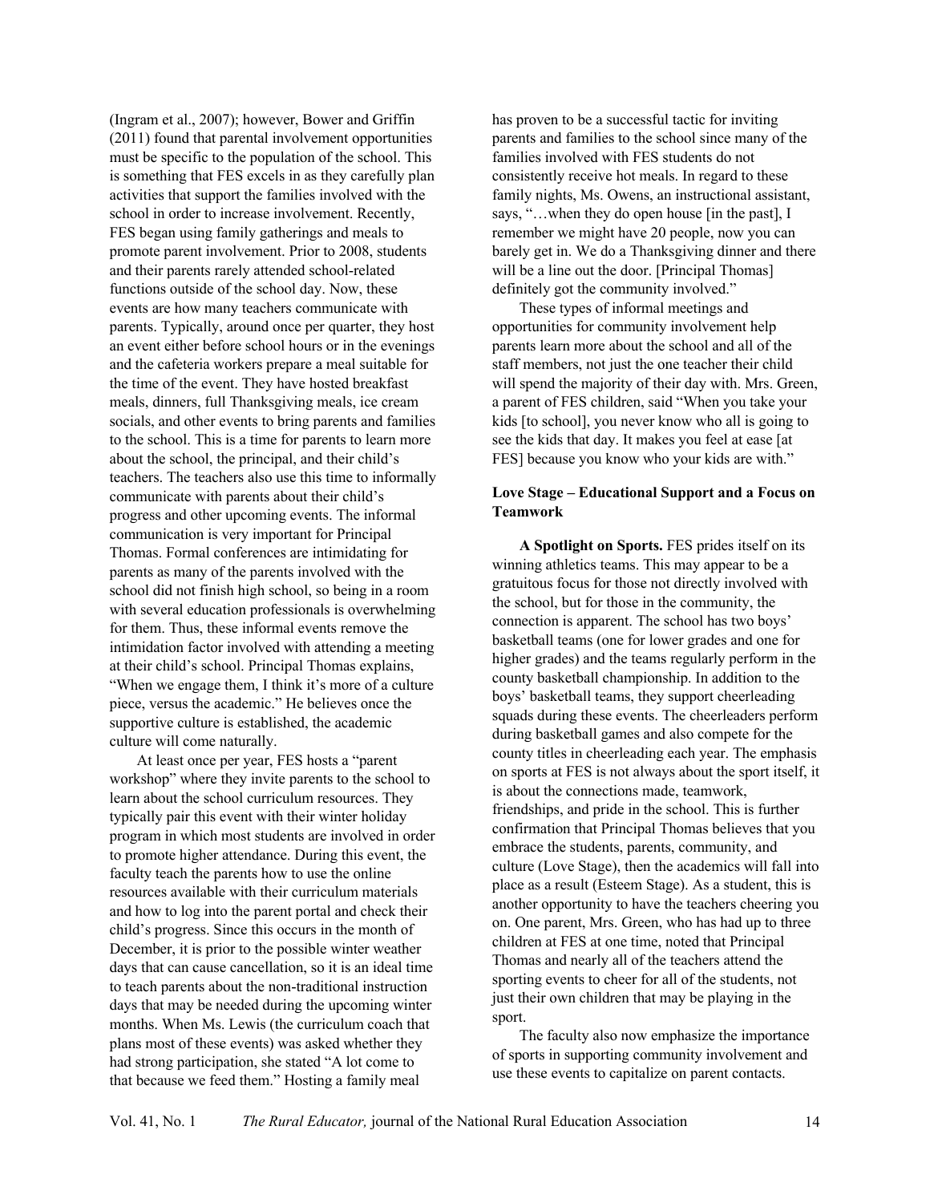(Ingram et al., 2007); however, Bower and Griffin (2011) found that parental involvement opportunities must be specific to the population of the school. This is something that FES excels in as they carefully plan activities that support the families involved with the school in order to increase involvement. Recently, FES began using family gatherings and meals to promote parent involvement. Prior to 2008, students and their parents rarely attended school-related functions outside of the school day. Now, these events are how many teachers communicate with parents. Typically, around once per quarter, they host an event either before school hours or in the evenings and the cafeteria workers prepare a meal suitable for the time of the event. They have hosted breakfast meals, dinners, full Thanksgiving meals, ice cream socials, and other events to bring parents and families to the school. This is a time for parents to learn more about the school, the principal, and their child's teachers. The teachers also use this time to informally communicate with parents about their child's progress and other upcoming events. The informal communication is very important for Principal Thomas. Formal conferences are intimidating for parents as many of the parents involved with the school did not finish high school, so being in a room with several education professionals is overwhelming for them. Thus, these informal events remove the intimidation factor involved with attending a meeting at their child's school. Principal Thomas explains, "When we engage them, I think it's more of a culture piece, versus the academic." He believes once the supportive culture is established, the academic culture will come naturally.

At least once per year, FES hosts a "parent workshop" where they invite parents to the school to learn about the school curriculum resources. They typically pair this event with their winter holiday program in which most students are involved in order to promote higher attendance. During this event, the faculty teach the parents how to use the online resources available with their curriculum materials and how to log into the parent portal and check their child's progress. Since this occurs in the month of December, it is prior to the possible winter weather days that can cause cancellation, so it is an ideal time to teach parents about the non-traditional instruction days that may be needed during the upcoming winter months. When Ms. Lewis (the curriculum coach that plans most of these events) was asked whether they had strong participation, she stated "A lot come to that because we feed them." Hosting a family meal has proven to be a successful tactic for inviting parents and families to the school since many of the families involved with FES students do not consistently receive hot meals. In regard to these family nights, Ms. Owens, an instructional assistant, says, "…when they do open house [in the past], I remember we might have 20 people, now you can barely get in. We do a Thanksgiving dinner and there will be a line out the door. [Principal Thomas] definitely got the community involved."

These types of informal meetings and opportunities for community involvement help parents learn more about the school and all of the staff members, not just the one teacher their child will spend the majority of their day with. Mrs. Green, a parent of FES children, said "When you take your kids [to school], you never know who all is going to see the kids that day. It makes you feel at ease [at FES] because you know who your kids are with."

### Love Stage – Educational Support and a Focus on Teamwork

**A Spotlight on Sports.** FES prides itself on its winning athletics teams. This may appear to be a gratuitous focus for those not directly involved with the school, but for those in the community, the connection is apparent. The school has two boys' basketball teams (one for lower grades and one for higher grades) and the teams regularly perform in the county basketball championship. In addition to the boys' basketball teams, they support cheerleading squads during these events. The cheerleaders perform during basketball games and also compete for the county titles in cheerleading each year. The emphasis on sports at FES is not always about the sport itself, it is about the connections made, teamwork, friendships, and pride in the school. This is further confirmation that Principal Thomas believes that you embrace the students, parents, community, and culture (Love Stage), then the academics will fall into place as a result (Esteem Stage). As a student, this is another opportunity to have the teachers cheering you on. One parent, Mrs. Green, who has had up to three children at FES at one time, noted that Principal Thomas and nearly all of the teachers attend the sporting events to cheer for all of the students, not just their own children that may be playing in the sport.

The faculty also now emphasize the importance of sports in supporting community involvement and use these events to capitalize on parent contacts.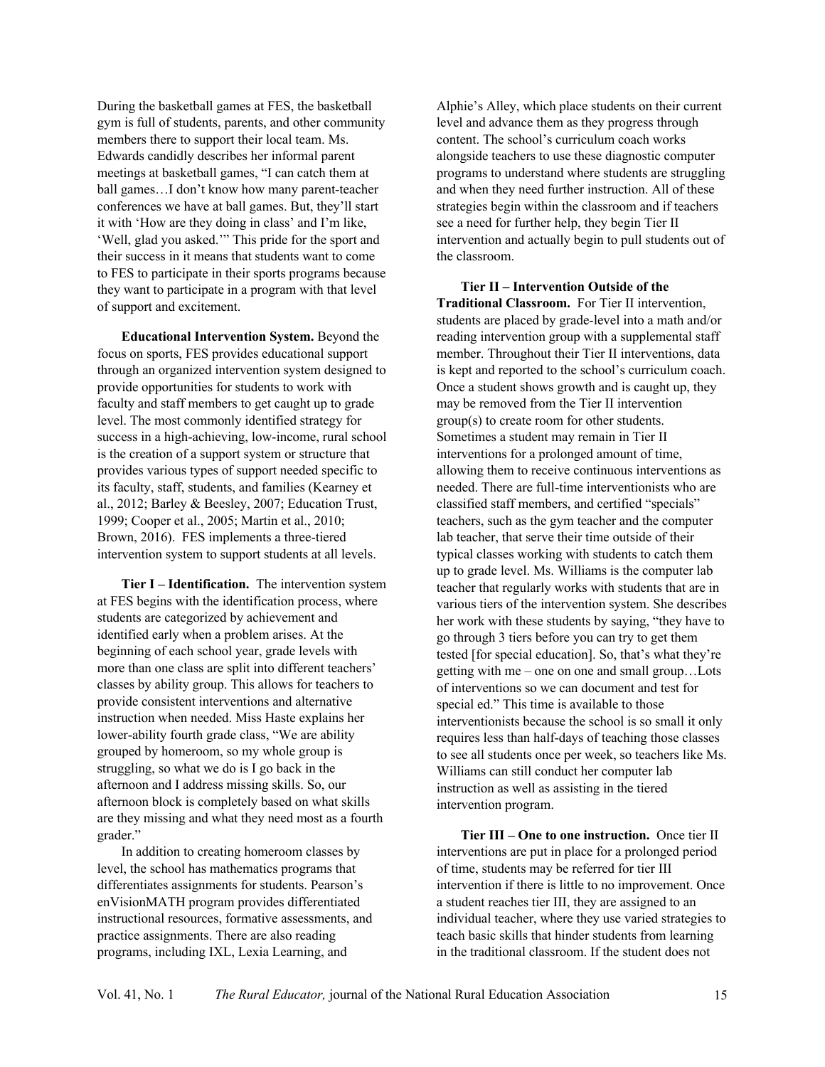During the basketball games at FES, the basketball gym is full of students, parents, and other community members there to support their local team. Ms. Edwards candidly describes her informal parent meetings at basketball games, "I can catch them at ball games…I don't know how many parent-teacher conferences we have at ball games. But, they'll start it with 'How are they doing in class' and I'm like, 'Well, glad you asked.'" This pride for the sport and their success in it means that students want to come to FES to participate in their sports programs because they want to participate in a program with that level of support and excitement.

**Educational Intervention System.** Beyond the focus on sports, FES provides educational support through an organized intervention system designed to provide opportunities for students to work with faculty and staff members to get caught up to grade level. The most commonly identified strategy for success in a high-achieving, low-income, rural school is the creation of a support system or structure that provides various types of support needed specific to its faculty, staff, students, and families (Kearney et al., 2012; Barley & Beesley, 2007; Education Trust, 1999; Cooper et al., 2005; Martin et al., 2010; Brown, 2016). FES implements a three-tiered intervention system to support students at all levels.

**Tier I – Identification.** The intervention system at FES begins with the identification process, where students are categorized by achievement and identified early when a problem arises. At the beginning of each school year, grade levels with more than one class are split into different teachers' classes by ability group. This allows for teachers to provide consistent interventions and alternative instruction when needed. Miss Haste explains her lower-ability fourth grade class, "We are ability grouped by homeroom, so my whole group is struggling, so what we do is I go back in the afternoon and I address missing skills. So, our afternoon block is completely based on what skills are they missing and what they need most as a fourth grader."

In addition to creating homeroom classes by level, the school has mathematics programs that differentiates assignments for students. Pearson's enVisionMATH program provides differentiated instructional resources, formative assessments, and practice assignments. There are also reading programs, including IXL, Lexia Learning, and Alphie's Alley, which place students on their current level and advance them as they progress through content. The school's curriculum coach works alongside teachers to use these diagnostic computer programs to understand where students are struggling and when they need further instruction. All of these strategies begin within the classroom and if teachers see a need for further help, they begin Tier II intervention and actually begin to pull students out of the classroom.

**Tier II – Intervention Outside of the Traditional Classroom.** For Tier II intervention, students are placed by grade-level into a math and/or reading intervention group with a supplemental staff member. Throughout their Tier II interventions, data is kept and reported to the school's curriculum coach. Once a student shows growth and is caught up, they may be removed from the Tier II intervention group(s) to create room for other students. Sometimes a student may remain in Tier II interventions for a prolonged amount of time, allowing them to receive continuous interventions as needed. There are full-time interventionists who are classified staff members, and certified "specials" teachers, such as the gym teacher and the computer lab teacher, that serve their time outside of their typical classes working with students to catch them up to grade level. Ms. Williams is the computer lab teacher that regularly works with students that are in various tiers of the intervention system. She describes her work with these students by saying, "they have to go through 3 tiers before you can try to get them tested [for special education]. So, that's what they're getting with me – one on one and small group…Lots of interventions so we can document and test for special ed." This time is available to those interventionists because the school is so small it only requires less than half-days of teaching those classes to see all students once per week, so teachers like Ms. Williams can still conduct her computer lab instruction as well as assisting in the tiered intervention program.

**Tier III – One to one instruction.** Once tier II interventions are put in place for a prolonged period of time, students may be referred for tier III intervention if there is little to no improvement. Once a student reaches tier III, they are assigned to an individual teacher, where they use varied strategies to teach basic skills that hinder students from learning in the traditional classroom. If the student does not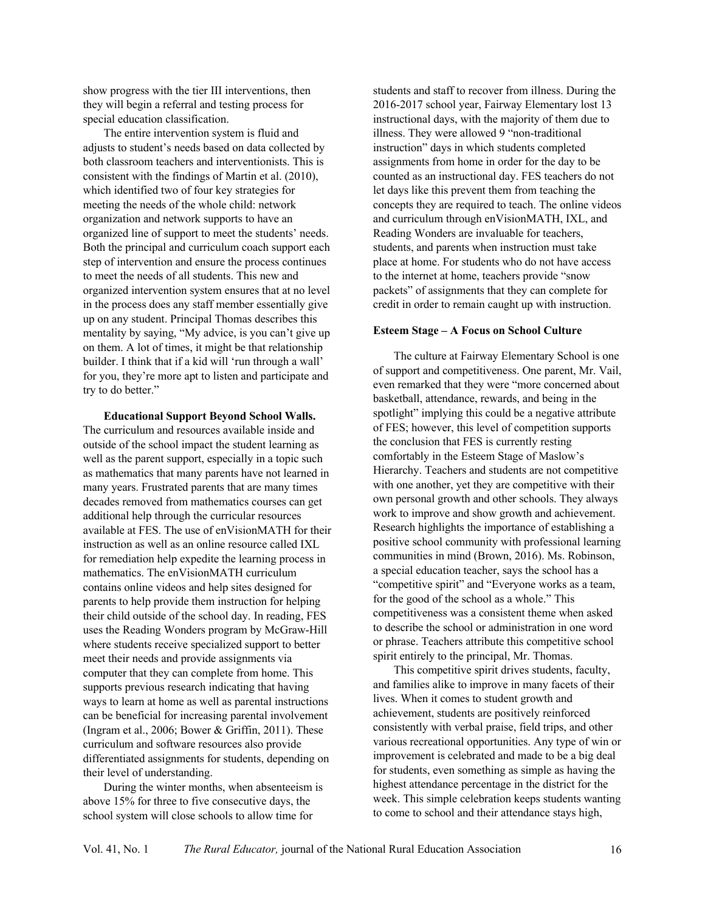show progress with the tier III interventions, then they will begin a referral and testing process for special education classification.

The entire intervention system is fluid and adjusts to student's needs based on data collected by both classroom teachers and interventionists. This is consistent with the findings of Martin et al. (2010), which identified two of four key strategies for meeting the needs of the whole child: network organization and network supports to have an organized line of support to meet the students' needs. Both the principal and curriculum coach support each step of intervention and ensure the process continues to meet the needs of all students. This new and organized intervention system ensures that at no level in the process does any staff member essentially give up on any student. Principal Thomas describes this mentality by saying, "My advice, is you can't give up on them. A lot of times, it might be that relationship builder. I think that if a kid will 'run through a wall' for you, they're more apt to listen and participate and try to do better."

**Educational Support Beyond School Walls.** The curriculum and resources available inside and outside of the school impact the student learning as well as the parent support, especially in a topic such as mathematics that many parents have not learned in many years. Frustrated parents that are many times decades removed from mathematics courses can get additional help through the curricular resources available at FES. The use of enVisionMATH for their instruction as well as an online resource called IXL for remediation help expedite the learning process in mathematics. The enVisionMATH curriculum contains online videos and help sites designed for parents to help provide them instruction for helping their child outside of the school day. In reading, FES uses the Reading Wonders program by McGraw-Hill where students receive specialized support to better meet their needs and provide assignments via computer that they can complete from home. This supports previous research indicating that having ways to learn at home as well as parental instructions can be beneficial for increasing parental involvement (Ingram et al., 2006; Bower & Griffin, 2011). These curriculum and software resources also provide differentiated assignments for students, depending on their level of understanding.

During the winter months, when absenteeism is above 15% for three to five consecutive days, the school system will close schools to allow time for students and staff to recover from illness. During the 2016-2017 school year, Fairway Elementary lost 13 instructional days, with the majority of them due to illness. They were allowed 9 "non-traditional instruction" days in which students completed assignments from home in order for the day to be counted as an instructional day. FES teachers do not let days like this prevent them from teaching the concepts they are required to teach. The online videos and curriculum through enVisionMATH, IXL, and Reading Wonders are invaluable for teachers, students, and parents when instruction must take place at home. For students who do not have access to the internet at home, teachers provide "snow packets" of assignments that they can complete for credit in order to remain caught up with instruction.

**Esteem Stage – A Focus on School Culture**

The culture at Fairway Elementary School is one of support and competitiveness. One parent, Mr. Vail, even remarked that they were "more concerned about basketball, attendance, rewards, and being in the spotlight" implying this could be a negative attribute of FES; however, this level of competition supports the conclusion that FES is currently resting comfortably in the Esteem Stage of Maslow's Hierarchy. Teachers and students are not competitive with one another, yet they are competitive with their own personal growth and other schools. They always work to improve and show growth and achievement. Research highlights the importance of establishing a positive school community with professional learning communities in mind (Brown, 2016). Ms. Robinson, a special education teacher, says the school has a "competitive spirit" and "Everyone works as a team, for the good of the school as a whole." This competitiveness was a consistent theme when asked to describe the school or administration in one word or phrase. Teachers attribute this competitive school spirit entirely to the principal, Mr. Thomas.

This competitive spirit drives students, faculty, and families alike to improve in many facets of their lives. When it comes to student growth and achievement, students are positively reinforced consistently with verbal praise, field trips, and other various recreational opportunities. Any type of win or improvement is celebrated and made to be a big deal for students, even something as simple as having the highest attendance percentage in the district for the week. This simple celebration keeps students wanting to come to school and their attendance stays high,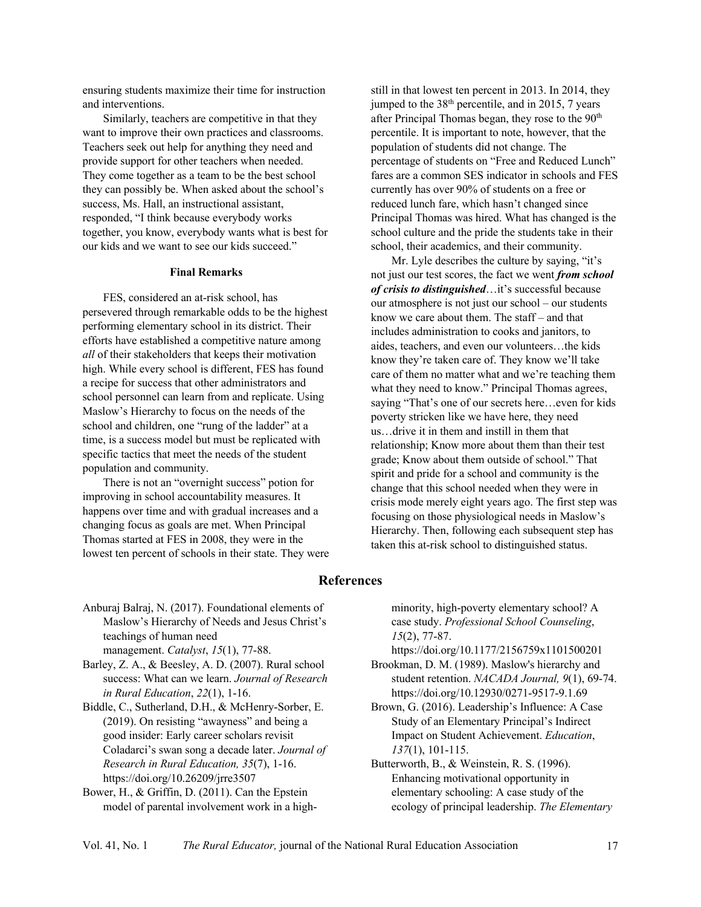ensuring students maximize their time for instruction and interventions.

Similarly, teachers are competitive in that they want to improve their own practices and classrooms. Teachers seek out help for anything they need and provide support for other teachers when needed. They come together as a team to be the best school they can possibly be. When asked about the school's success, Ms. Hall, an instructional assistant, responded, "I think because everybody works together, you know, everybody wants what is best for our kids and we want to see our kids succeed."

### Final Remarks

FES, considered an at-risk school, has persevered through remarkable odds to be the highest performing elementary school in its district. Their efforts have established a competitive nature among *all* of their stakeholders that keeps their motivation high. While every school is different, FES has found a recipe for success that other administrators and school personnel can learn from and replicate. Using Maslow's Hierarchy to focus on the needs of the school and children, one "rung of the ladder" at a time, is a success model but must be replicated with specific tactics that meet the needs of the student population and community.

There is not an "overnight success" potion for improving in school accountability measures. It happens over time and with gradual increases and a changing focus as goals are met. When Principal Thomas started at FES in 2008, they were in the lowest ten percent of schools in their state. They were still in that lowest ten percent in 2013. In 2014, they jumped to the 38th percentile, and in 2015, 7 years after Principal Thomas began, they rose to the 90th percentile. It is important to note, however, that the population of students did not change. The percentage of students on "Free and Reduced Lunch" fares are a common SES indicator in schools and FES currently has over 90% of students on a free or reduced lunch fare, which hasn't changed since Principal Thomas was hired. What has changed is the school culture and the pride the students take in their school, their academics, and their community.

Mr. Lyle describes the culture by saying, "it's not just our test scores, the fact we went ***from school of crisis to distinguished***…it's successful because our atmosphere is not just our school – our students know we care about them. The staff – and that includes administration to cooks and janitors, to aides, teachers, and even our volunteers…the kids know they're taken care of. They know we'll take care of them no matter what and we're teaching them what they need to know." Principal Thomas agrees, saying "That's one of our secrets here…even for kids poverty stricken like we have here, they need us…drive it in them and instill in them that relationship; Know more about them than their test grade; Know about them outside of school." That spirit and pride for a school and community is the change that this school needed when they were in crisis mode merely eight years ago. The first step was focusing on those physiological needs in Maslow's Hierarchy. Then, following each subsequent step has taken this at-risk school to distinguished status.

## References

Anburaj Balraj, N. (2017). Foundational elements of Maslow's Hierarchy of Needs and Jesus Christ's teachings of human need management. *Catalyst*, *15*(1), 77-88.

Barley, Z. A., & Beesley, A. D. (2007). Rural school success: What can we learn. *Journal of Research in Rural Education*, *22*(1), 1-16.

Biddle, C., Sutherland, D.H., & McHenry-Sorber, E. (2019). On resisting "awayness" and being a good insider: Early career scholars revisit Coladarci's swan song a decade later. *Journal of Research in Rural Education, 35*(7), 1-16. https://doi.org/10.26209/jrre3507

Bower, H., & Griffin, D. (2011). Can the Epstein model of parental involvement work in a high-minority, high-poverty elementary school? A case study. *Professional School Counseling*, *15*(2), 77-87. https://doi.org/10.1177/2156759x1101500201

Brookman, D. M. (1989). Maslow's hierarchy and student retention. *NACADA Journal, 9*(1), 69-74. https://doi.org/10.12930/0271-9517-9.1.69

Brown, G. (2016). Leadership's Influence: A Case Study of an Elementary Principal's Indirect Impact on Student Achievement. *Education*, *137*(1), 101-115.

Butterworth, B., & Weinstein, R. S. (1996). Enhancing motivational opportunity in elementary schooling: A case study of the ecology of principal leadership. *The Elementary*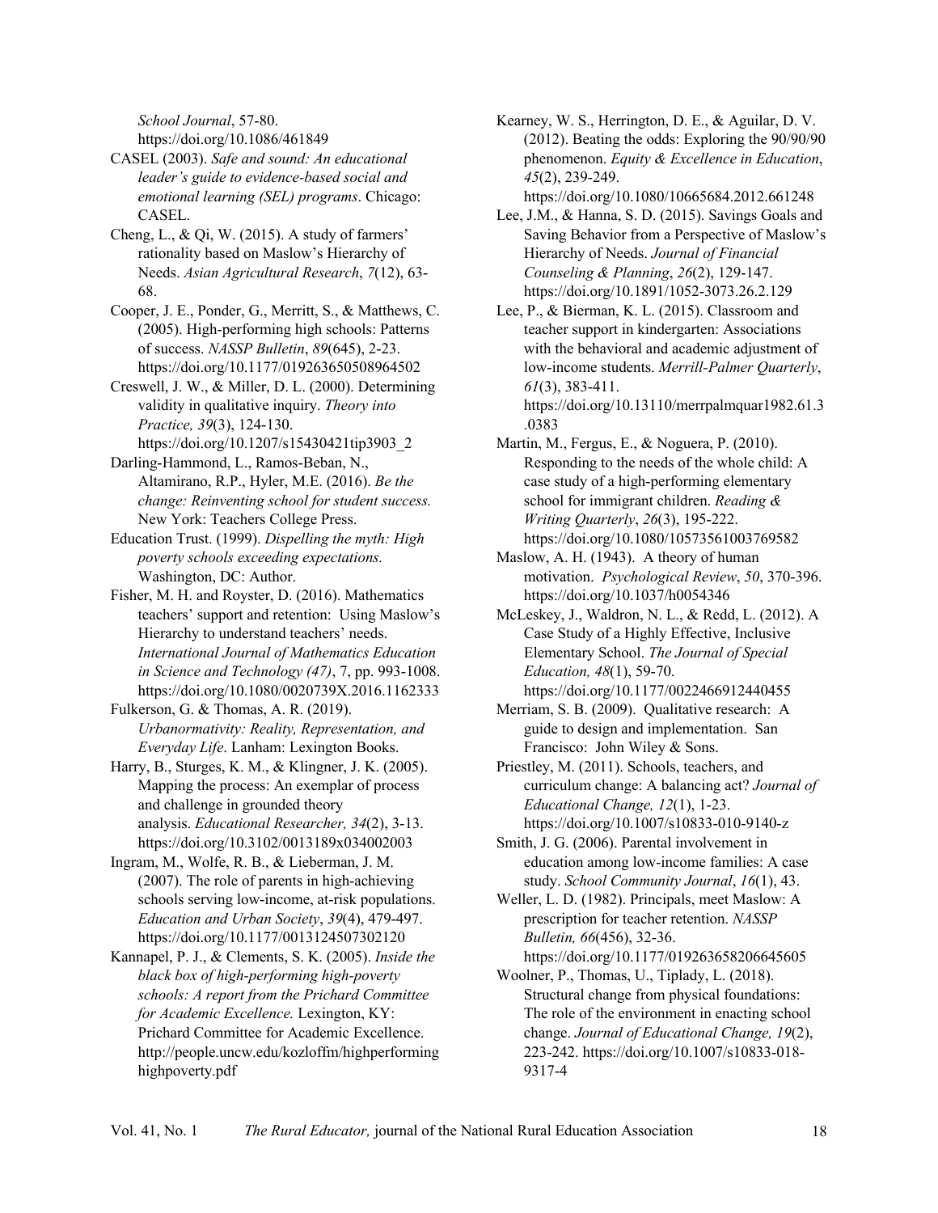*School Journal*, 57-80. https://doi.org/10.1086/461849

CASEL (2003). *Safe and sound: An educational leader's guide to evidence-based social and emotional learning (SEL) programs*. Chicago: CASEL.

Cheng, L., & Qi, W. (2015). A study of farmers' rationality based on Maslow's Hierarchy of Needs. *Asian Agricultural Research*, *7*(12), 63-68.

Cooper, J. E., Ponder, G., Merritt, S., & Matthews, C. (2005). High-performing high schools: Patterns of success. *NASSP Bulletin*, *89*(645), 2-23. https://doi.org/10.1177/019263650508964502

Creswell, J. W., & Miller, D. L. (2000). Determining validity in qualitative inquiry. *Theory into Practice, 39*(3), 124-130. https://doi.org/10.1207/s15430421tip3903_2

Darling-Hammond, L., Ramos-Beban, N., Altamirano, R.P., Hyler, M.E. (2016). *Be the change: Reinventing school for student success.* New York: Teachers College Press.

Education Trust. (1999). *Dispelling the myth: High poverty schools exceeding expectations.* Washington, DC: Author.

Fisher, M. H. and Royster, D. (2016). Mathematics teachers' support and retention: Using Maslow's Hierarchy to understand teachers' needs. *International Journal of Mathematics Education in Science and Technology (47)*, 7, pp. 993-1008. https://doi.org/10.1080/0020739X.2016.1162333

Fulkerson, G. & Thomas, A. R. (2019). *Urbanormativity: Reality, Representation, and Everyday Life*. Lanham: Lexington Books.

Harry, B., Sturges, K. M., & Klingner, J. K. (2005). Mapping the process: An exemplar of process and challenge in grounded theory analysis. *Educational Researcher, 34*(2), 3-13. https://doi.org/10.3102/0013189x034002003

Ingram, M., Wolfe, R. B., & Lieberman, J. M. (2007). The role of parents in high-achieving schools serving low-income, at-risk populations. *Education and Urban Society*, *39*(4), 479-497. https://doi.org/10.1177/0013124507302120

Kannapel, P. J., & Clements, S. K. (2005). *Inside the black box of high-performing high-poverty schools: A report from the Prichard Committee for Academic Excellence.* Lexington, KY: Prichard Committee for Academic Excellence. http://people.uncw.edu/kozloffm/highperforminghighpoverty.pdf

Kearney, W. S., Herrington, D. E., & Aguilar, D. V. (2012). Beating the odds: Exploring the 90/90/90 phenomenon. *Equity & Excellence in Education*, *45*(2), 239-249. https://doi.org/10.1080/10665684.2012.661248

Lee, J.M., & Hanna, S. D. (2015). Savings Goals and Saving Behavior from a Perspective of Maslow's Hierarchy of Needs. *Journal of Financial Counseling & Planning*, *26*(2), 129-147. https://doi.org/10.1891/1052-3073.26.2.129

Lee, P., & Bierman, K. L. (2015). Classroom and teacher support in kindergarten: Associations with the behavioral and academic adjustment of low-income students. *Merrill-Palmer Quarterly*, *61*(3), 383-411. https://doi.org/10.13110/merrpalmquar1982.61.3.0383

Martin, M., Fergus, E., & Noguera, P. (2010). Responding to the needs of the whole child: A case study of a high-performing elementary school for immigrant children. *Reading & Writing Quarterly*, *26*(3), 195-222. https://doi.org/10.1080/10573561003769582

Maslow, A. H. (1943). A theory of human motivation. *Psychological Review*, *50*, 370-396. https://doi.org/10.1037/h0054346

McLeskey, J., Waldron, N. L., & Redd, L. (2012). A Case Study of a Highly Effective, Inclusive Elementary School. *The Journal of Special Education, 48*(1), 59-70. https://doi.org/10.1177/0022466912440455

Merriam, S. B. (2009). Qualitative research: A guide to design and implementation. San Francisco: John Wiley & Sons.

Priestley, M. (2011). Schools, teachers, and curriculum change: A balancing act? *Journal of Educational Change, 12*(1), 1-23. https://doi.org/10.1007/s10833-010-9140-z

Smith, J. G. (2006). Parental involvement in education among low-income families: A case study. *School Community Journal*, *16*(1), 43.

Weller, L. D. (1982). Principals, meet Maslow: A prescription for teacher retention. *NASSP Bulletin, 66*(456), 32-36. https://doi.org/10.1177/019263658206645605

Woolner, P., Thomas, U., Tiplady, L. (2018). Structural change from physical foundations: The role of the environment in enacting school change. *Journal of Educational Change, 19*(2), 223-242. https://doi.org/10.1007/s10833-018-9317-4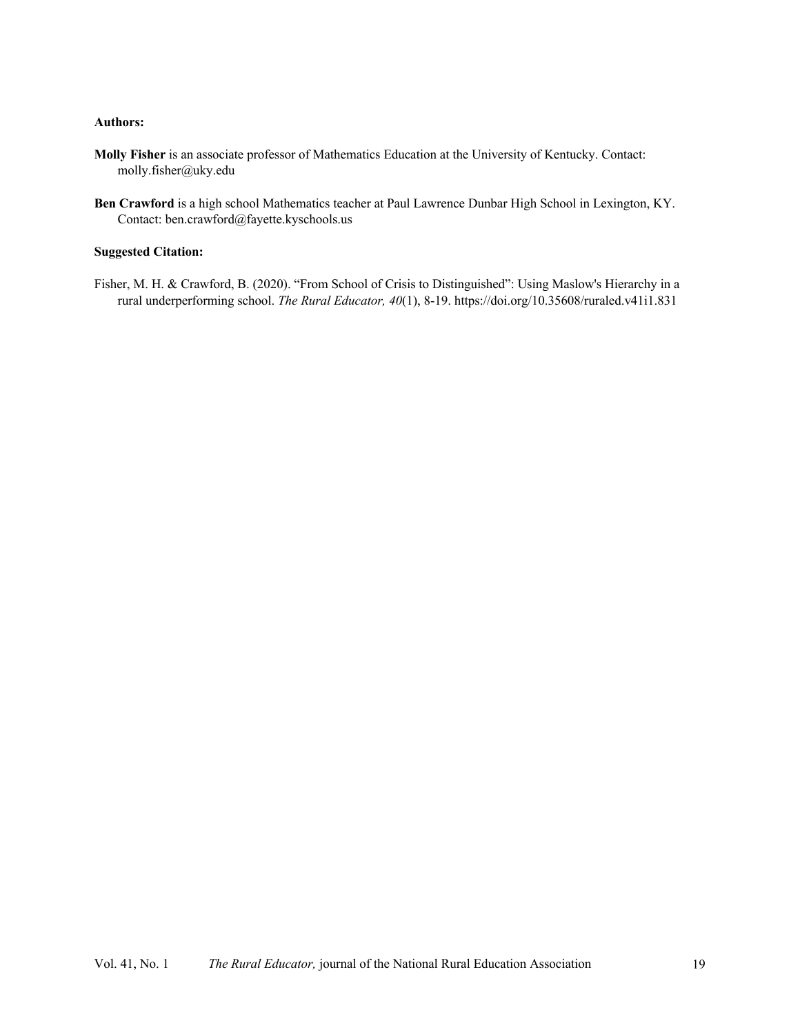**Authors:**

**Molly Fisher** is an associate professor of Mathematics Education at the University of Kentucky. Contact: molly.fisher@uky.edu

**Ben Crawford** is a high school Mathematics teacher at Paul Lawrence Dunbar High School in Lexington, KY. Contact: ben.crawford@fayette.kyschools.us

**Suggested Citation:**

Fisher, M. H. & Crawford, B. (2020). "From School of Crisis to Distinguished": Using Maslow's Hierarchy in a rural underperforming school. *The Rural Educator, 40*(1), 8-19. https://doi.org/10.35608/ruraled.v41i1.831